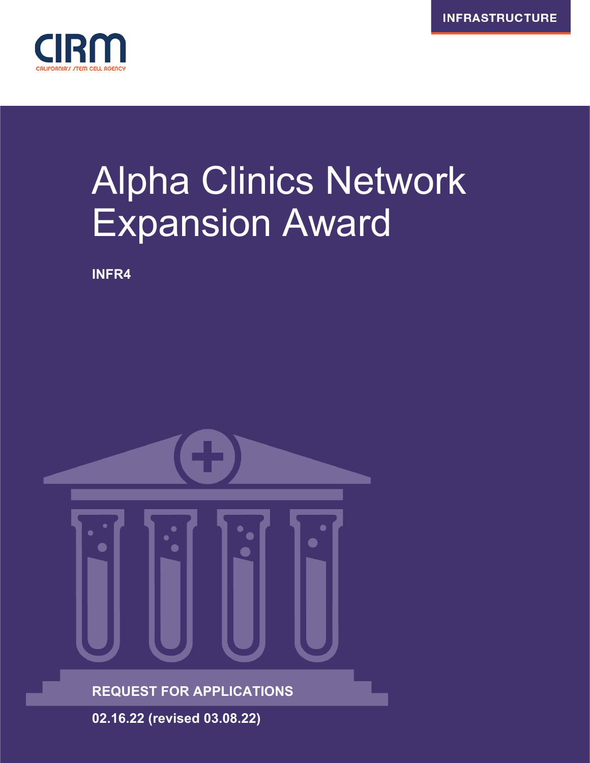INFRASTRUCTURE

CIRM

CALIFORNIA'S STEM CELL AGENCY

# Alpha Clinics Network Expansion Award

**INFR4**

**REQUEST FOR APPLICATIONS**

**02.16.22 (revised 03.08.22)**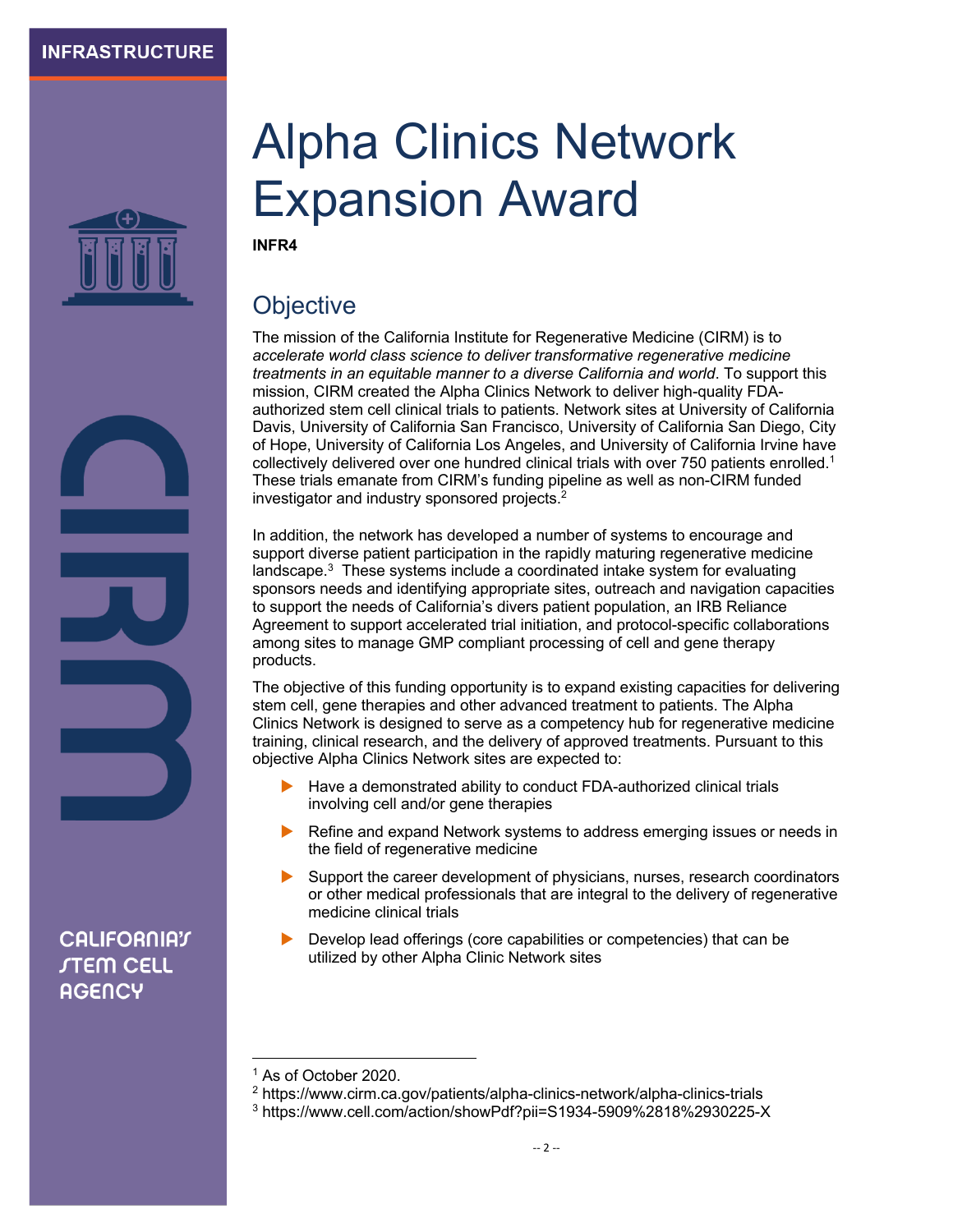INFRASTRUCTURE

# Alpha Clinics Network Expansion Award

**INFR4**

## Objective

The mission of the California Institute for Regenerative Medicine (CIRM) is to *accelerate world class science to deliver transformative regenerative medicine treatments in an equitable manner to a diverse California and world*. To support this mission, CIRM created the Alpha Clinics Network to deliver high-quality FDA-authorized stem cell clinical trials to patients. Network sites at University of California Davis, University of California San Francisco, University of California San Diego, City of Hope, University of California Los Angeles, and University of California Irvine have collectively delivered over one hundred clinical trials with over 750 patients enrolled.[1] These trials emanate from CIRM's funding pipeline as well as non-CIRM funded investigator and industry sponsored projects.[2]

In addition, the network has developed a number of systems to encourage and support diverse patient participation in the rapidly maturing regenerative medicine landscape.[3] These systems include a coordinated intake system for evaluating sponsors needs and identifying appropriate sites, outreach and navigation capacities to support the needs of California's divers patient population, an IRB Reliance Agreement to support accelerated trial initiation, and protocol-specific collaborations among sites to manage GMP compliant processing of cell and gene therapy products.

The objective of this funding opportunity is to expand existing capacities for delivering stem cell, gene therapies and other advanced treatment to patients. The Alpha Clinics Network is designed to serve as a competency hub for regenerative medicine training, clinical research, and the delivery of approved treatments. Pursuant to this objective Alpha Clinics Network sites are expected to:

- Have a demonstrated ability to conduct FDA-authorized clinical trials involving cell and/or gene therapies
- Refine and expand Network systems to address emerging issues or needs in the field of regenerative medicine
- Support the career development of physicians, nurses, research coordinators or other medical professionals that are integral to the delivery of regenerative medicine clinical trials
- Develop lead offerings (core capabilities or competencies) that can be utilized by other Alpha Clinic Network sites

CIRM

CALIFORNIA'S STEM CELL AGENCY

---

[1] As of October 2020.

[2] https://www.cirm.ca.gov/patients/alpha-clinics-network/alpha-clinics-trials

[3] https://www.cell.com/action/showPdf?pii=S1934-5909%2818%2930225-X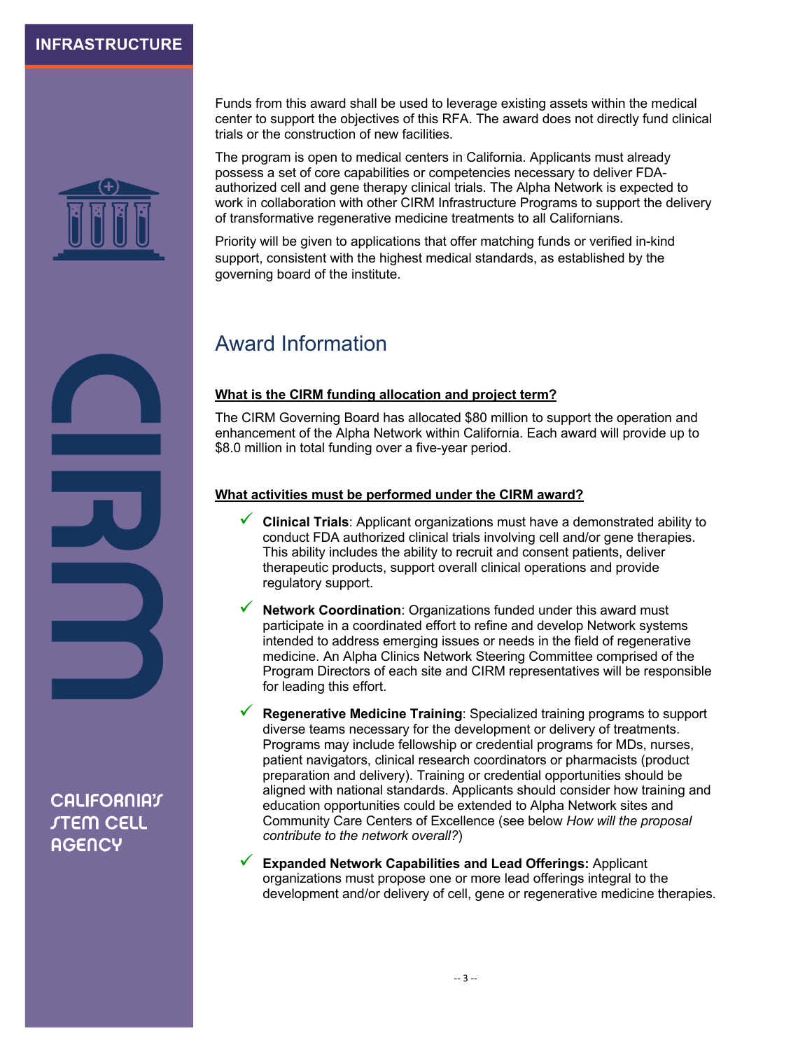Funds from this award shall be used to leverage existing assets within the medical center to support the objectives of this RFA. The award does not directly fund clinical trials or the construction of new facilities.

The program is open to medical centers in California. Applicants must already possess a set of core capabilities or competencies necessary to deliver FDA-authorized cell and gene therapy clinical trials. The Alpha Network is expected to work in collaboration with other CIRM Infrastructure Programs to support the delivery of transformative regenerative medicine treatments to all Californians.

Priority will be given to applications that offer matching funds or verified in-kind support, consistent with the highest medical standards, as established by the governing board of the institute.

## Award Information

**What is the CIRM funding allocation and project term?**

The CIRM Governing Board has allocated $80 million to support the operation and enhancement of the Alpha Network within California. Each award will provide up to $8.0 million in total funding over a five-year period.

**What activities must be performed under the CIRM award?**

- ✓ **Clinical Trials**: Applicant organizations must have a demonstrated ability to conduct FDA authorized clinical trials involving cell and/or gene therapies. This ability includes the ability to recruit and consent patients, deliver therapeutic products, support overall clinical operations and provide regulatory support.
- ✓ **Network Coordination**: Organizations funded under this award must participate in a coordinated effort to refine and develop Network systems intended to address emerging issues or needs in the field of regenerative medicine. An Alpha Clinics Network Steering Committee comprised of the Program Directors of each site and CIRM representatives will be responsible for leading this effort.
- ✓ **Regenerative Medicine Training**: Specialized training programs to support diverse teams necessary for the development or delivery of treatments. Programs may include fellowship or credential programs for MDs, nurses, patient navigators, clinical research coordinators or pharmacists (product preparation and delivery). Training or credential opportunities should be aligned with national standards. Applicants should consider how training and education opportunities could be extended to Alpha Network sites and Community Care Centers of Excellence (see below *How will the proposal contribute to the network overall?*)
- ✓ **Expanded Network Capabilities and Lead Offerings:** Applicant organizations must propose one or more lead offerings integral to the development and/or delivery of cell, gene or regenerative medicine therapies.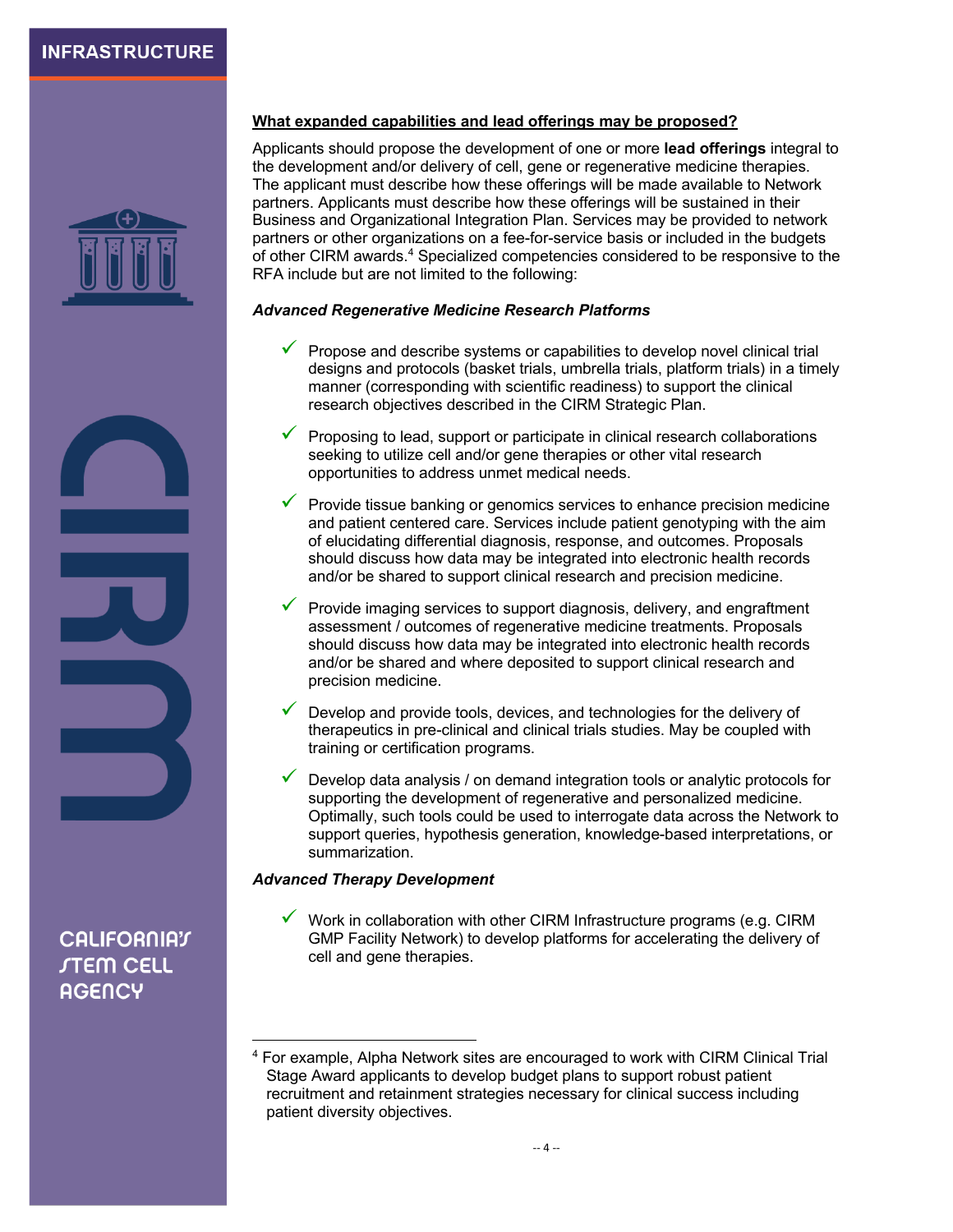**What expanded capabilities and lead offerings may be proposed?**

Applicants should propose the development of one or more **lead offerings** integral to the development and/or delivery of cell, gene or regenerative medicine therapies. The applicant must describe how these offerings will be made available to Network partners. Applicants must describe how these offerings will be sustained in their Business and Organizational Integration Plan. Services may be provided to network partners or other organizations on a fee-for-service basis or included in the budgets of other CIRM awards.[4] Specialized competencies considered to be responsive to the RFA include but are not limited to the following:

***Advanced Regenerative Medicine Research Platforms***

- ✓ Propose and describe systems or capabilities to develop novel clinical trial designs and protocols (basket trials, umbrella trials, platform trials) in a timely manner (corresponding with scientific readiness) to support the clinical research objectives described in the CIRM Strategic Plan.
- ✓ Proposing to lead, support or participate in clinical research collaborations seeking to utilize cell and/or gene therapies or other vital research opportunities to address unmet medical needs.
- ✓ Provide tissue banking or genomics services to enhance precision medicine and patient centered care. Services include patient genotyping with the aim of elucidating differential diagnosis, response, and outcomes. Proposals should discuss how data may be integrated into electronic health records and/or be shared to support clinical research and precision medicine.
- ✓ Provide imaging services to support diagnosis, delivery, and engraftment assessment / outcomes of regenerative medicine treatments. Proposals should discuss how data may be integrated into electronic health records and/or be shared and where deposited to support clinical research and precision medicine.
- ✓ Develop and provide tools, devices, and technologies for the delivery of therapeutics in pre-clinical and clinical trials studies. May be coupled with training or certification programs.
- ✓ Develop data analysis / on demand integration tools or analytic protocols for supporting the development of regenerative and personalized medicine. Optimally, such tools could be used to interrogate data across the Network to support queries, hypothesis generation, knowledge-based interpretations, or summarization.

***Advanced Therapy Development***

- ✓ Work in collaboration with other CIRM Infrastructure programs (e.g. CIRM GMP Facility Network) to develop platforms for accelerating the delivery of cell and gene therapies.

---

[4] For example, Alpha Network sites are encouraged to work with CIRM Clinical Trial Stage Award applicants to develop budget plans to support robust patient recruitment and retainment strategies necessary for clinical success including patient diversity objectives.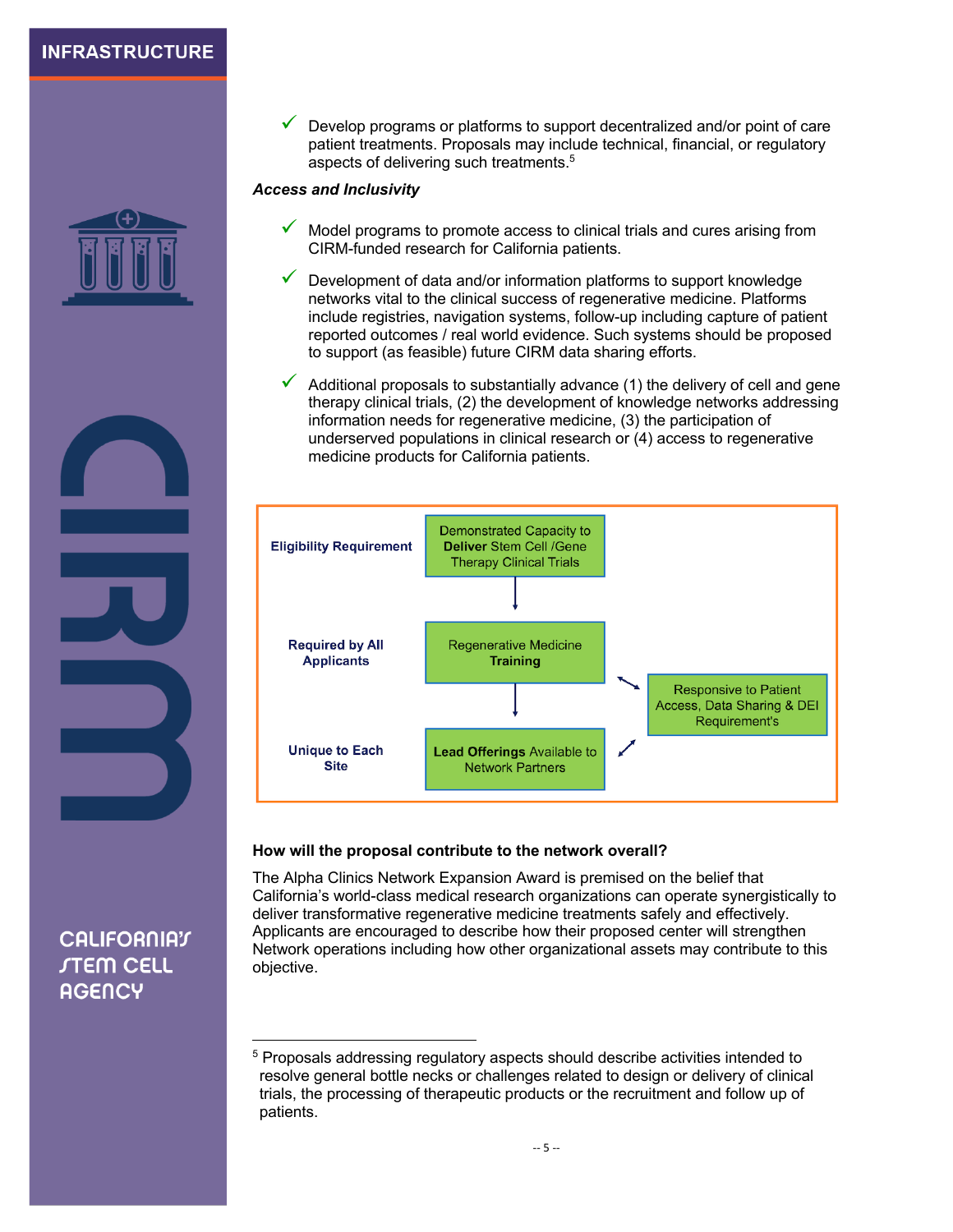- ✓ Develop programs or platforms to support decentralized and/or point of care patient treatments. Proposals may include technical, financial, or regulatory aspects of delivering such treatments.[5]

***Access and Inclusivity***

- ✓ Model programs to promote access to clinical trials and cures arising from CIRM-funded research for California patients.
- ✓ Development of data and/or information platforms to support knowledge networks vital to the clinical success of regenerative medicine. Platforms include registries, navigation systems, follow-up including capture of patient reported outcomes / real world evidence. Such systems should be proposed to support (as feasible) future CIRM data sharing efforts.
- ✓ Additional proposals to substantially advance (1) the delivery of cell and gene therapy clinical trials, (2) the development of knowledge networks addressing information needs for regenerative medicine, (3) the participation of underserved populations in clinical research or (4) access to regenerative medicine products for California patients.

| | | |
|---|---|---|
| **Eligibility Requirement** | Demonstrated Capacity to **Deliver** Stem Cell /Gene Therapy Clinical Trials | |
| **Required by All Applicants** | Regenerative Medicine **Training** | Responsive to Patient Access, Data Sharing & DEI Requirement's |
| **Unique to Each Site** | **Lead Offerings** Available to Network Partners | |

**How will the proposal contribute to the network overall?**

The Alpha Clinics Network Expansion Award is premised on the belief that California's world-class medical research organizations can operate synergistically to deliver transformative regenerative medicine treatments safely and effectively. Applicants are encouraged to describe how their proposed center will strengthen Network operations including how other organizational assets may contribute to this objective.

---

[5] Proposals addressing regulatory aspects should describe activities intended to resolve general bottle necks or challenges related to design or delivery of clinical trials, the processing of therapeutic products or the recruitment and follow up of patients.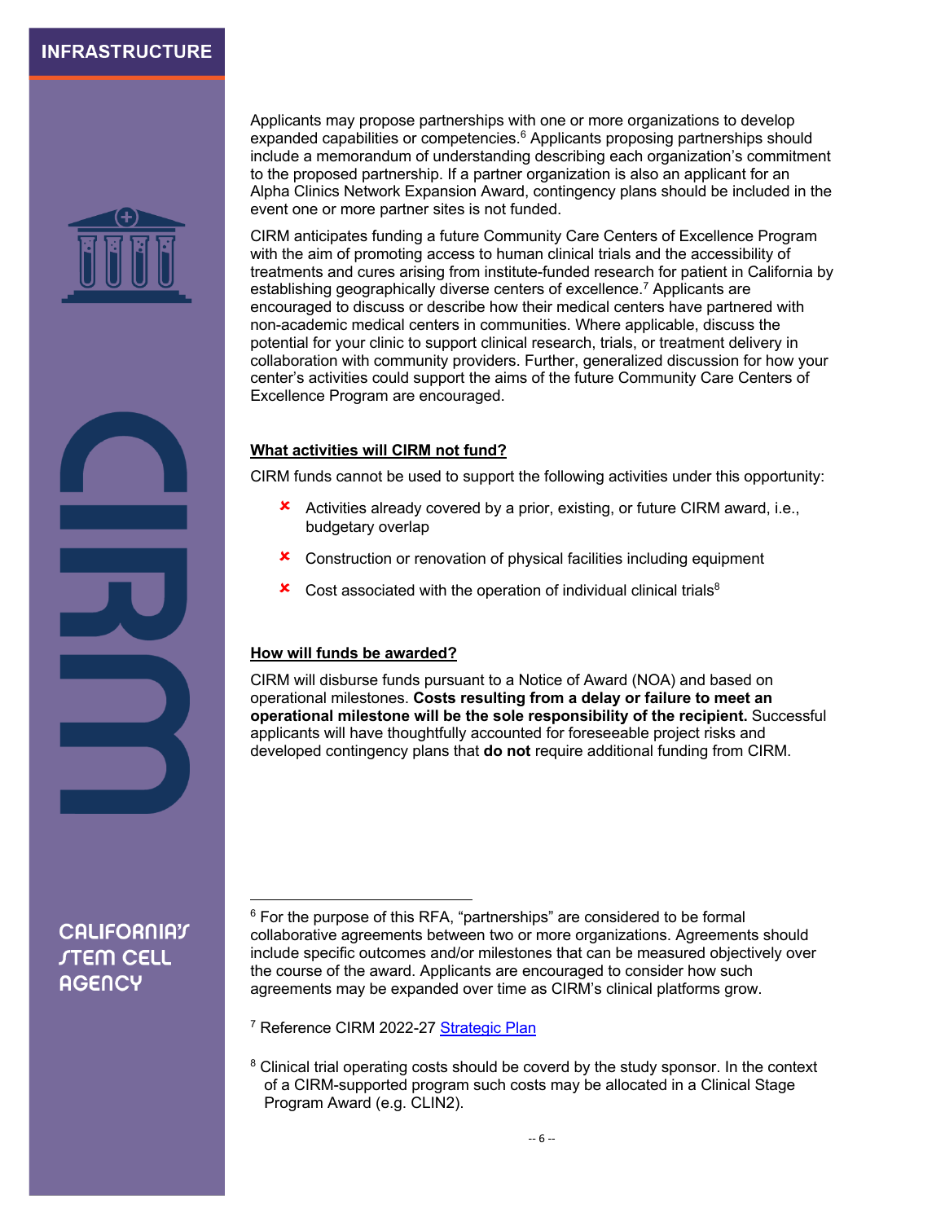Applicants may propose partnerships with one or more organizations to develop expanded capabilities or competencies.[6] Applicants proposing partnerships should include a memorandum of understanding describing each organization's commitment to the proposed partnership. If a partner organization is also an applicant for an Alpha Clinics Network Expansion Award, contingency plans should be included in the event one or more partner sites is not funded.

CIRM anticipates funding a future Community Care Centers of Excellence Program with the aim of promoting access to human clinical trials and the accessibility of treatments and cures arising from institute-funded research for patient in California by establishing geographically diverse centers of excellence.[7] Applicants are encouraged to discuss or describe how their medical centers have partnered with non-academic medical centers in communities. Where applicable, discuss the potential for your clinic to support clinical research, trials, or treatment delivery in collaboration with community providers. Further, generalized discussion for how your center's activities could support the aims of the future Community Care Centers of Excellence Program are encouraged.

## What activities will CIRM not fund?

CIRM funds cannot be used to support the following activities under this opportunity:

- ✘ Activities already covered by a prior, existing, or future CIRM award, i.e., budgetary overlap
- ✘ Construction or renovation of physical facilities including equipment
- ✘ Cost associated with the operation of individual clinical trials[8]

## How will funds be awarded?

CIRM will disburse funds pursuant to a Notice of Award (NOA) and based on operational milestones. **Costs resulting from a delay or failure to meet an operational milestone will be the sole responsibility of the recipient.** Successful applicants will have thoughtfully accounted for foreseeable project risks and developed contingency plans that **do not** require additional funding from CIRM.

---

[6] For the purpose of this RFA, "partnerships" are considered to be formal collaborative agreements between two or more organizations. Agreements should include specific outcomes and/or milestones that can be measured objectively over the course of the award. Applicants are encouraged to consider how such agreements may be expanded over time as CIRM's clinical platforms grow.

[7] Reference CIRM 2022-27 Strategic Plan

[8] Clinical trial operating costs should be coverd by the study sponsor. In the context of a CIRM-supported program such costs may be allocated in a Clinical Stage Program Award (e.g. CLIN2).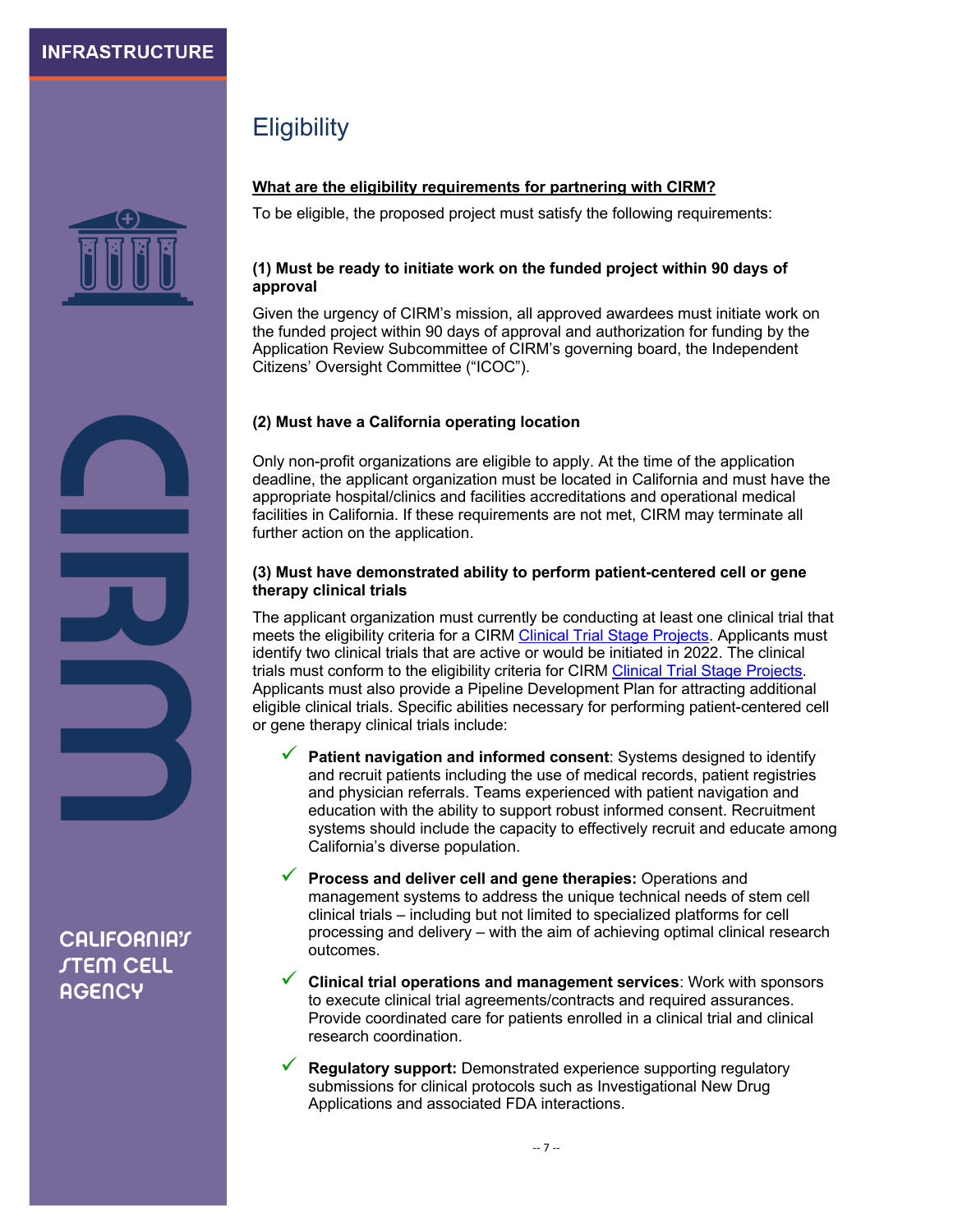## Eligibility

**What are the eligibility requirements for partnering with CIRM?**

To be eligible, the proposed project must satisfy the following requirements:

**(1) Must be ready to initiate work on the funded project within 90 days of approval**

Given the urgency of CIRM's mission, all approved awardees must initiate work on the funded project within 90 days of approval and authorization for funding by the Application Review Subcommittee of CIRM's governing board, the Independent Citizens' Oversight Committee ("ICOC").

**(2) Must have a California operating location**

Only non-profit organizations are eligible to apply. At the time of the application deadline, the applicant organization must be located in California and must have the appropriate hospital/clinics and facilities accreditations and operational medical facilities in California. If these requirements are not met, CIRM may terminate all further action on the application.

**(3) Must have demonstrated ability to perform patient-centered cell or gene therapy clinical trials**

The applicant organization must currently be conducting at least one clinical trial that meets the eligibility criteria for a CIRM Clinical Trial Stage Projects. Applicants must identify two clinical trials that are active or would be initiated in 2022. The clinical trials must conform to the eligibility criteria for CIRM Clinical Trial Stage Projects. Applicants must also provide a Pipeline Development Plan for attracting additional eligible clinical trials. Specific abilities necessary for performing patient-centered cell or gene therapy clinical trials include:

- ✓ **Patient navigation and informed consent**: Systems designed to identify and recruit patients including the use of medical records, patient registries and physician referrals. Teams experienced with patient navigation and education with the ability to support robust informed consent. Recruitment systems should include the capacity to effectively recruit and educate among California's diverse population.
- ✓ **Process and deliver cell and gene therapies:** Operations and management systems to address the unique technical needs of stem cell clinical trials – including but not limited to specialized platforms for cell processing and delivery – with the aim of achieving optimal clinical research outcomes.
- ✓ **Clinical trial operations and management services**: Work with sponsors to execute clinical trial agreements/contracts and required assurances. Provide coordinated care for patients enrolled in a clinical trial and clinical research coordination.
- ✓ **Regulatory support:** Demonstrated experience supporting regulatory submissions for clinical protocols such as Investigational New Drug Applications and associated FDA interactions.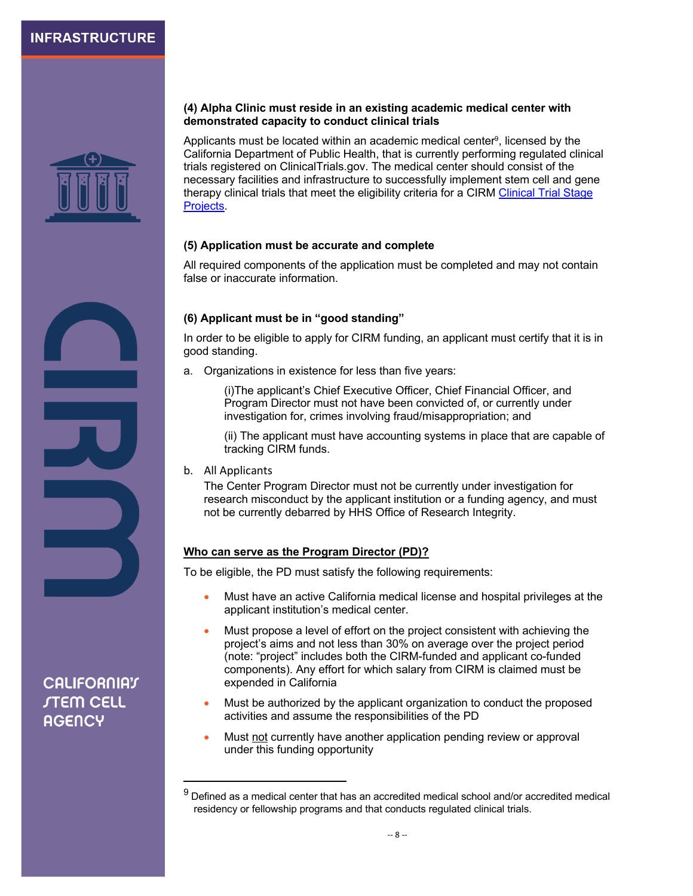**(4) Alpha Clinic must reside in an existing academic medical center with demonstrated capacity to conduct clinical trials**

Applicants must be located within an academic medical center[9], licensed by the California Department of Public Health, that is currently performing regulated clinical trials registered on ClinicalTrials.gov. The medical center should consist of the necessary facilities and infrastructure to successfully implement stem cell and gene therapy clinical trials that meet the eligibility criteria for a CIRM [Clinical Trial Stage Projects](Clinical Trial Stage Projects).

**(5) Application must be accurate and complete**

All required components of the application must be completed and may not contain false or inaccurate information.

**(6) Applicant must be in "good standing"**

In order to be eligible to apply for CIRM funding, an applicant must certify that it is in good standing.

a. Organizations in existence for less than five years:

   (i)The applicant's Chief Executive Officer, Chief Financial Officer, and Program Director must not have been convicted of, or currently under investigation for, crimes involving fraud/misappropriation; and

   (ii) The applicant must have accounting systems in place that are capable of tracking CIRM funds.

b. All Applicants
   The Center Program Director must not be currently under investigation for research misconduct by the applicant institution or a funding agency, and must not be currently debarred by HHS Office of Research Integrity.

**Who can serve as the Program Director (PD)?**

To be eligible, the PD must satisfy the following requirements:

- Must have an active California medical license and hospital privileges at the applicant institution's medical center.
- Must propose a level of effort on the project consistent with achieving the project's aims and not less than 30% on average over the project period (note: "project" includes both the CIRM-funded and applicant co-funded components). Any effort for which salary from CIRM is claimed must be expended in California
- Must be authorized by the applicant organization to conduct the proposed activities and assume the responsibilities of the PD
- Must not currently have another application pending review or approval under this funding opportunity

[9] Defined as a medical center that has an accredited medical school and/or accredited medical residency or fellowship programs and that conducts regulated clinical trials.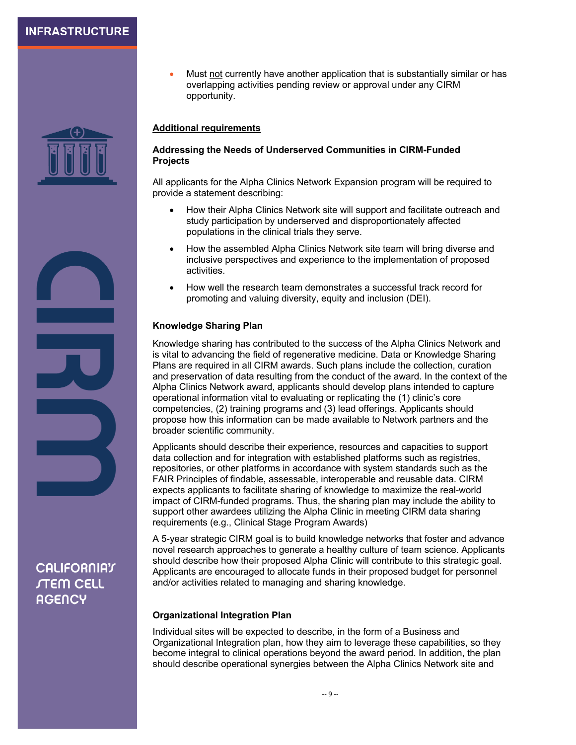- Must not currently have another application that is substantially similar or has overlapping activities pending review or approval under any CIRM opportunity.

## Additional requirements

### Addressing the Needs of Underserved Communities in CIRM-Funded Projects

All applicants for the Alpha Clinics Network Expansion program will be required to provide a statement describing:

- How their Alpha Clinics Network site will support and facilitate outreach and study participation by underserved and disproportionately affected populations in the clinical trials they serve.
- How the assembled Alpha Clinics Network site team will bring diverse and inclusive perspectives and experience to the implementation of proposed activities.
- How well the research team demonstrates a successful track record for promoting and valuing diversity, equity and inclusion (DEI).

### Knowledge Sharing Plan

Knowledge sharing has contributed to the success of the Alpha Clinics Network and is vital to advancing the field of regenerative medicine. Data or Knowledge Sharing Plans are required in all CIRM awards. Such plans include the collection, curation and preservation of data resulting from the conduct of the award. In the context of the Alpha Clinics Network award, applicants should develop plans intended to capture operational information vital to evaluating or replicating the (1) clinic's core competencies, (2) training programs and (3) lead offerings. Applicants should propose how this information can be made available to Network partners and the broader scientific community.

Applicants should describe their experience, resources and capacities to support data collection and for integration with established platforms such as registries, repositories, or other platforms in accordance with system standards such as the FAIR Principles of findable, assessable, interoperable and reusable data. CIRM expects applicants to facilitate sharing of knowledge to maximize the real-world impact of CIRM-funded programs. Thus, the sharing plan may include the ability to support other awardees utilizing the Alpha Clinic in meeting CIRM data sharing requirements (e.g., Clinical Stage Program Awards)

A 5-year strategic CIRM goal is to build knowledge networks that foster and advance novel research approaches to generate a healthy culture of team science. Applicants should describe how their proposed Alpha Clinic will contribute to this strategic goal. Applicants are encouraged to allocate funds in their proposed budget for personnel and/or activities related to managing and sharing knowledge.

### Organizational Integration Plan

Individual sites will be expected to describe, in the form of a Business and Organizational Integration plan, how they aim to leverage these capabilities, so they become integral to clinical operations beyond the award period. In addition, the plan should describe operational synergies between the Alpha Clinics Network site and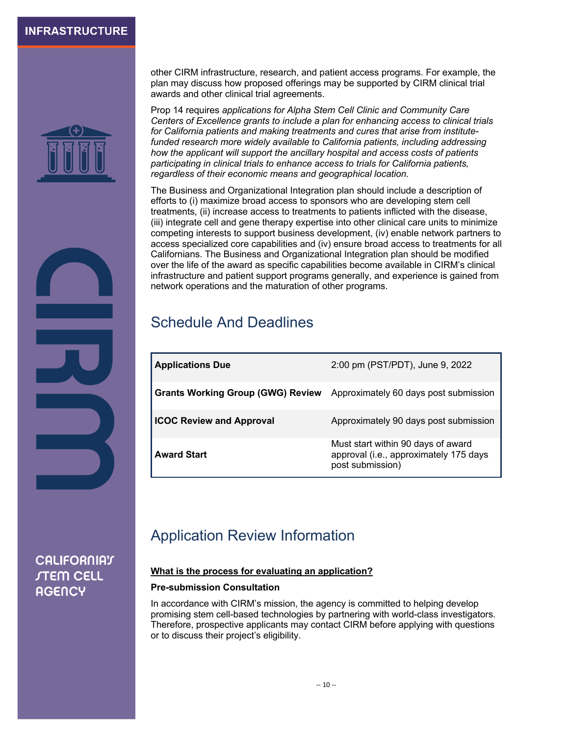other CIRM infrastructure, research, and patient access programs. For example, the plan may discuss how proposed offerings may be supported by CIRM clinical trial awards and other clinical trial agreements.

Prop 14 requires *applications for Alpha Stem Cell Clinic and Community Care Centers of Excellence grants to include a plan for enhancing access to clinical trials for California patients and making treatments and cures that arise from institute-funded research more widely available to California patients, including addressing how the applicant will support the ancillary hospital and access costs of patients participating in clinical trials to enhance access to trials for California patients, regardless of their economic means and geographical location.*

The Business and Organizational Integration plan should include a description of efforts to (i) maximize broad access to sponsors who are developing stem cell treatments, (ii) increase access to treatments to patients inflicted with the disease, (iii) integrate cell and gene therapy expertise into other clinical care units to minimize competing interests to support business development, (iv) enable network partners to access specialized core capabilities and (iv) ensure broad access to treatments for all Californians. The Business and Organizational Integration plan should be modified over the life of the award as specific capabilities become available in CIRM's clinical infrastructure and patient support programs generally, and experience is gained from network operations and the maturation of other programs.

## Schedule And Deadlines

| | |
|---|---|
| **Applications Due** | 2:00 pm (PST/PDT), June 9, 2022 |
| **Grants Working Group (GWG) Review** | Approximately 60 days post submission |
| **ICOC Review and Approval** | Approximately 90 days post submission |
| **Award Start** | Must start within 90 days of award approval (i.e., approximately 175 days post submission) |

## Application Review Information

**<u>What is the process for evaluating an application?</u>**

**Pre-submission Consultation**

In accordance with CIRM's mission, the agency is committed to helping develop promising stem cell-based technologies by partnering with world-class investigators. Therefore, prospective applicants may contact CIRM before applying with questions or to discuss their project's eligibility.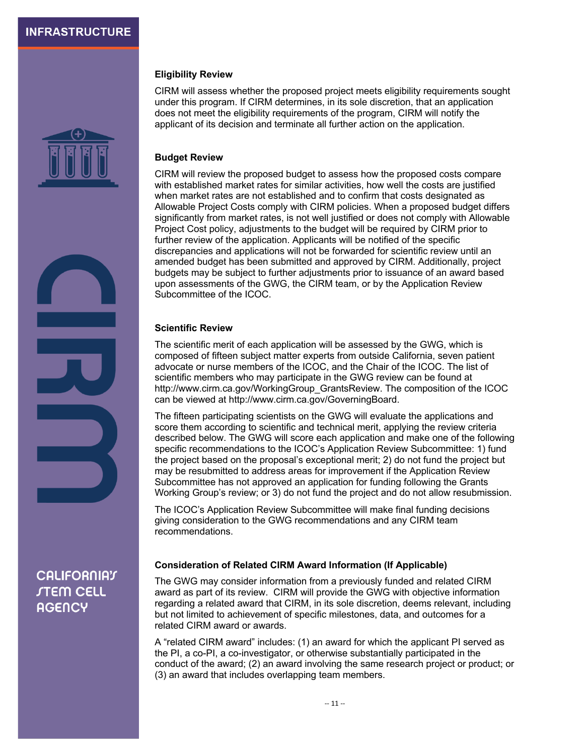### Eligibility Review

CIRM will assess whether the proposed project meets eligibility requirements sought under this program. If CIRM determines, in its sole discretion, that an application does not meet the eligibility requirements of the program, CIRM will notify the applicant of its decision and terminate all further action on the application.

### Budget Review

CIRM will review the proposed budget to assess how the proposed costs compare with established market rates for similar activities, how well the costs are justified when market rates are not established and to confirm that costs designated as Allowable Project Costs comply with CIRM policies. When a proposed budget differs significantly from market rates, is not well justified or does not comply with Allowable Project Cost policy, adjustments to the budget will be required by CIRM prior to further review of the application. Applicants will be notified of the specific discrepancies and applications will not be forwarded for scientific review until an amended budget has been submitted and approved by CIRM. Additionally, project budgets may be subject to further adjustments prior to issuance of an award based upon assessments of the GWG, the CIRM team, or by the Application Review Subcommittee of the ICOC.

### Scientific Review

The scientific merit of each application will be assessed by the GWG, which is composed of fifteen subject matter experts from outside California, seven patient advocate or nurse members of the ICOC, and the Chair of the ICOC. The list of scientific members who may participate in the GWG review can be found at http://www.cirm.ca.gov/WorkingGroup_GrantsReview. The composition of the ICOC can be viewed at http://www.cirm.ca.gov/GoverningBoard.

The fifteen participating scientists on the GWG will evaluate the applications and score them according to scientific and technical merit, applying the review criteria described below. The GWG will score each application and make one of the following specific recommendations to the ICOC's Application Review Subcommittee: 1) fund the project based on the proposal's exceptional merit; 2) do not fund the project but may be resubmitted to address areas for improvement if the Application Review Subcommittee has not approved an application for funding following the Grants Working Group's review; or 3) do not fund the project and do not allow resubmission.

The ICOC's Application Review Subcommittee will make final funding decisions giving consideration to the GWG recommendations and any CIRM team recommendations.

### Consideration of Related CIRM Award Information (If Applicable)

The GWG may consider information from a previously funded and related CIRM award as part of its review. CIRM will provide the GWG with objective information regarding a related award that CIRM, in its sole discretion, deems relevant, including but not limited to achievement of specific milestones, data, and outcomes for a related CIRM award or awards.

A "related CIRM award" includes: (1) an award for which the applicant PI served as the PI, a co-PI, a co-investigator, or otherwise substantially participated in the conduct of the award; (2) an award involving the same research project or product; or (3) an award that includes overlapping team members.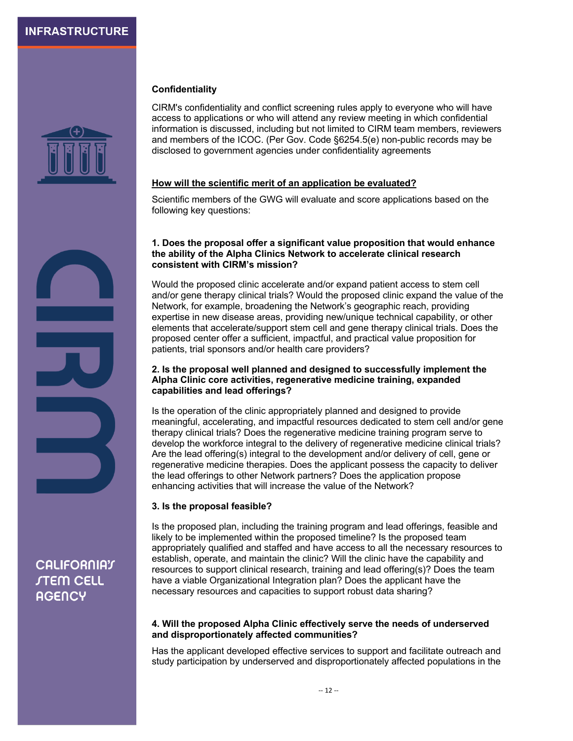**Confidentiality**

CIRM's confidentiality and conflict screening rules apply to everyone who will have access to applications or who will attend any review meeting in which confidential information is discussed, including but not limited to CIRM team members, reviewers and members of the ICOC. (Per Gov. Code §6254.5(e) non-public records may be disclosed to government agencies under confidentiality agreements

## How will the scientific merit of an application be evaluated?

Scientific members of the GWG will evaluate and score applications based on the following key questions:

**1. Does the proposal offer a significant value proposition that would enhance the ability of the Alpha Clinics Network to accelerate clinical research consistent with CIRM's mission?**

Would the proposed clinic accelerate and/or expand patient access to stem cell and/or gene therapy clinical trials? Would the proposed clinic expand the value of the Network, for example, broadening the Network's geographic reach, providing expertise in new disease areas, providing new/unique technical capability, or other elements that accelerate/support stem cell and gene therapy clinical trials. Does the proposed center offer a sufficient, impactful, and practical value proposition for patients, trial sponsors and/or health care providers?

**2. Is the proposal well planned and designed to successfully implement the Alpha Clinic core activities, regenerative medicine training, expanded capabilities and lead offerings?**

Is the operation of the clinic appropriately planned and designed to provide meaningful, accelerating, and impactful resources dedicated to stem cell and/or gene therapy clinical trials? Does the regenerative medicine training program serve to develop the workforce integral to the delivery of regenerative medicine clinical trials? Are the lead offering(s) integral to the development and/or delivery of cell, gene or regenerative medicine therapies. Does the applicant possess the capacity to deliver the lead offerings to other Network partners? Does the application propose enhancing activities that will increase the value of the Network?

**3. Is the proposal feasible?**

Is the proposed plan, including the training program and lead offerings, feasible and likely to be implemented within the proposed timeline? Is the proposed team appropriately qualified and staffed and have access to all the necessary resources to establish, operate, and maintain the clinic? Will the clinic have the capability and resources to support clinical research, training and lead offering(s)? Does the team have a viable Organizational Integration plan? Does the applicant have the necessary resources and capacities to support robust data sharing?

**4. Will the proposed Alpha Clinic effectively serve the needs of underserved and disproportionately affected communities?**

Has the applicant developed effective services to support and facilitate outreach and study participation by underserved and disproportionately affected populations in the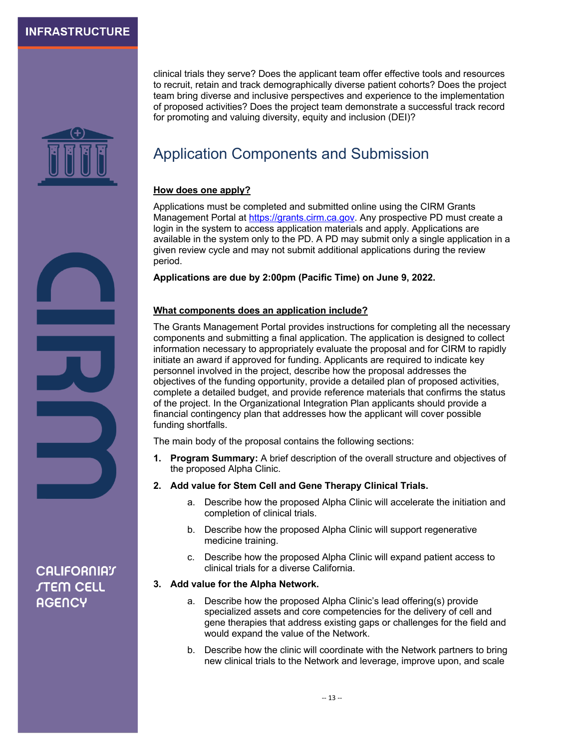clinical trials they serve? Does the applicant team offer effective tools and resources to recruit, retain and track demographically diverse patient cohorts? Does the project team bring diverse and inclusive perspectives and experience to the implementation of proposed activities? Does the project team demonstrate a successful track record for promoting and valuing diversity, equity and inclusion (DEI)?

## Application Components and Submission

**How does one apply?**

Applications must be completed and submitted online using the CIRM Grants Management Portal at [https://grants.cirm.ca.gov](https://grants.cirm.ca.gov). Any prospective PD must create a login in the system to access application materials and apply. Applications are available in the system only to the PD. A PD may submit only a single application in a given review cycle and may not submit additional applications during the review period.

**Applications are due by 2:00pm (Pacific Time) on June 9, 2022.**

**What components does an application include?**

The Grants Management Portal provides instructions for completing all the necessary components and submitting a final application. The application is designed to collect information necessary to appropriately evaluate the proposal and for CIRM to rapidly initiate an award if approved for funding. Applicants are required to indicate key personnel involved in the project, describe how the proposal addresses the objectives of the funding opportunity, provide a detailed plan of proposed activities, complete a detailed budget, and provide reference materials that confirms the status of the project. In the Organizational Integration Plan applicants should provide a financial contingency plan that addresses how the applicant will cover possible funding shortfalls.

The main body of the proposal contains the following sections:

1. **Program Summary:** A brief description of the overall structure and objectives of the proposed Alpha Clinic.
2. **Add value for Stem Cell and Gene Therapy Clinical Trials.**
   a. Describe how the proposed Alpha Clinic will accelerate the initiation and completion of clinical trials.
   b. Describe how the proposed Alpha Clinic will support regenerative medicine training.
   c. Describe how the proposed Alpha Clinic will expand patient access to clinical trials for a diverse California.
3. **Add value for the Alpha Network.**
   a. Describe how the proposed Alpha Clinic's lead offering(s) provide specialized assets and core competencies for the delivery of cell and gene therapies that address existing gaps or challenges for the field and would expand the value of the Network.
   b. Describe how the clinic will coordinate with the Network partners to bring new clinical trials to the Network and leverage, improve upon, and scale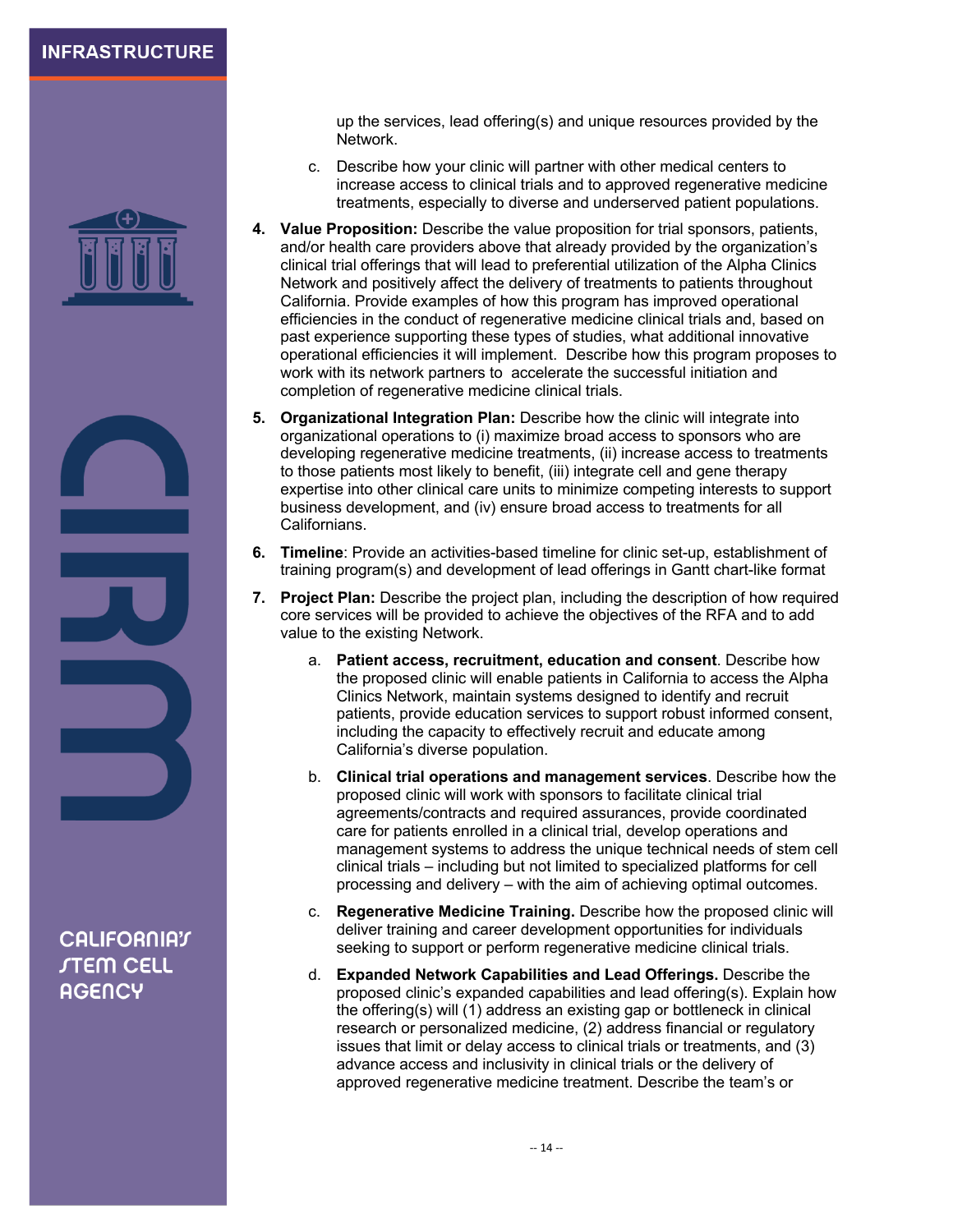up the services, lead offering(s) and unique resources provided by the Network.

   c. Describe how your clinic will partner with other medical centers to increase access to clinical trials and to approved regenerative medicine treatments, especially to diverse and underserved patient populations.

4. **Value Proposition:** Describe the value proposition for trial sponsors, patients, and/or health care providers above that already provided by the organization's clinical trial offerings that will lead to preferential utilization of the Alpha Clinics Network and positively affect the delivery of treatments to patients throughout California. Provide examples of how this program has improved operational efficiencies in the conduct of regenerative medicine clinical trials and, based on past experience supporting these types of studies, what additional innovative operational efficiencies it will implement. Describe how this program proposes to work with its network partners to accelerate the successful initiation and completion of regenerative medicine clinical trials.

5. **Organizational Integration Plan:** Describe how the clinic will integrate into organizational operations to (i) maximize broad access to sponsors who are developing regenerative medicine treatments, (ii) increase access to treatments to those patients most likely to benefit, (iii) integrate cell and gene therapy expertise into other clinical care units to minimize competing interests to support business development, and (iv) ensure broad access to treatments for all Californians.

6. **Timeline**: Provide an activities-based timeline for clinic set-up, establishment of training program(s) and development of lead offerings in Gantt chart-like format

7. **Project Plan:** Describe the project plan, including the description of how required core services will be provided to achieve the objectives of the RFA and to add value to the existing Network.

   a. **Patient access, recruitment, education and consent**. Describe how the proposed clinic will enable patients in California to access the Alpha Clinics Network, maintain systems designed to identify and recruit patients, provide education services to support robust informed consent, including the capacity to effectively recruit and educate among California's diverse population.

   b. **Clinical trial operations and management services**. Describe how the proposed clinic will work with sponsors to facilitate clinical trial agreements/contracts and required assurances, provide coordinated care for patients enrolled in a clinical trial, develop operations and management systems to address the unique technical needs of stem cell clinical trials – including but not limited to specialized platforms for cell processing and delivery – with the aim of achieving optimal outcomes.

   c. **Regenerative Medicine Training.** Describe how the proposed clinic will deliver training and career development opportunities for individuals seeking to support or perform regenerative medicine clinical trials.

   d. **Expanded Network Capabilities and Lead Offerings.** Describe the proposed clinic's expanded capabilities and lead offering(s). Explain how the offering(s) will (1) address an existing gap or bottleneck in clinical research or personalized medicine, (2) address financial or regulatory issues that limit or delay access to clinical trials or treatments, and (3) advance access and inclusivity in clinical trials or the delivery of approved regenerative medicine treatment. Describe the team's or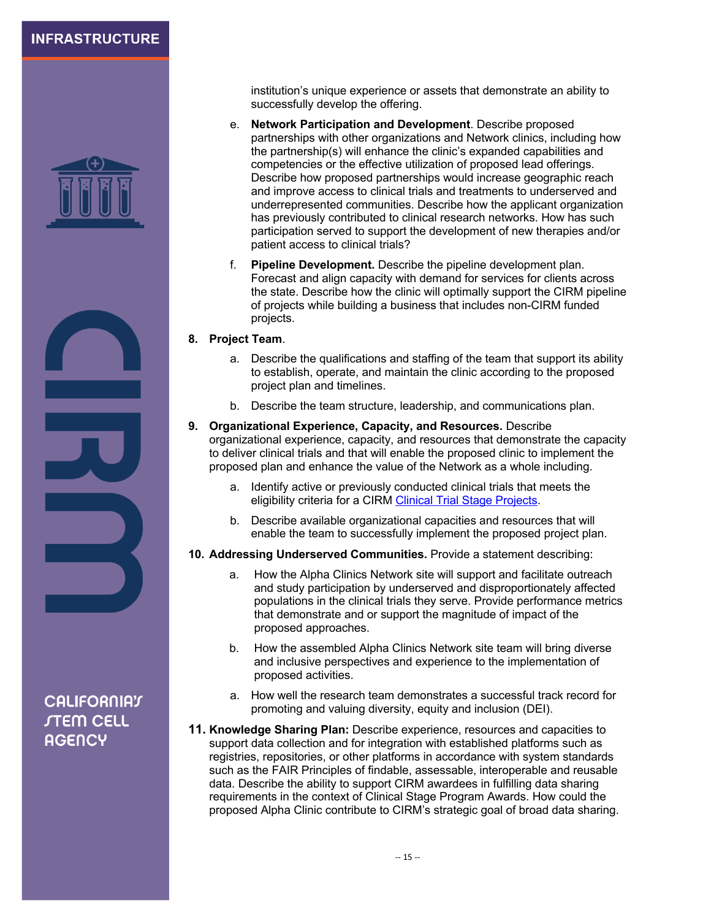institution's unique experience or assets that demonstrate an ability to successfully develop the offering.

   e. **Network Participation and Development**. Describe proposed partnerships with other organizations and Network clinics, including how the partnership(s) will enhance the clinic's expanded capabilities and competencies or the effective utilization of proposed lead offerings. Describe how proposed partnerships would increase geographic reach and improve access to clinical trials and treatments to underserved and underrepresented communities. Describe how the applicant organization has previously contributed to clinical research networks. How has such participation served to support the development of new therapies and/or patient access to clinical trials?

   f. **Pipeline Development.** Describe the pipeline development plan. Forecast and align capacity with demand for services for clients across the state. Describe how the clinic will optimally support the CIRM pipeline of projects while building a business that includes non-CIRM funded projects.

8. **Project Team**.

   a. Describe the qualifications and staffing of the team that support its ability to establish, operate, and maintain the clinic according to the proposed project plan and timelines.

   b. Describe the team structure, leadership, and communications plan.

9. **Organizational Experience, Capacity, and Resources.** Describe organizational experience, capacity, and resources that demonstrate the capacity to deliver clinical trials and that will enable the proposed clinic to implement the proposed plan and enhance the value of the Network as a whole including.

   a. Identify active or previously conducted clinical trials that meets the eligibility criteria for a CIRM [Clinical Trial Stage Projects](#).

   b. Describe available organizational capacities and resources that will enable the team to successfully implement the proposed project plan.

10. **Addressing Underserved Communities.** Provide a statement describing:

    a. How the Alpha Clinics Network site will support and facilitate outreach and study participation by underserved and disproportionately affected populations in the clinical trials they serve. Provide performance metrics that demonstrate and or support the magnitude of impact of the proposed approaches.

    b. How the assembled Alpha Clinics Network site team will bring diverse and inclusive perspectives and experience to the implementation of proposed activities.

    a. How well the research team demonstrates a successful track record for promoting and valuing diversity, equity and inclusion (DEI).

11. **Knowledge Sharing Plan:** Describe experience, resources and capacities to support data collection and for integration with established platforms such as registries, repositories, or other platforms in accordance with system standards such as the FAIR Principles of findable, assessable, interoperable and reusable data. Describe the ability to support CIRM awardees in fulfilling data sharing requirements in the context of Clinical Stage Program Awards. How could the proposed Alpha Clinic contribute to CIRM's strategic goal of broad data sharing.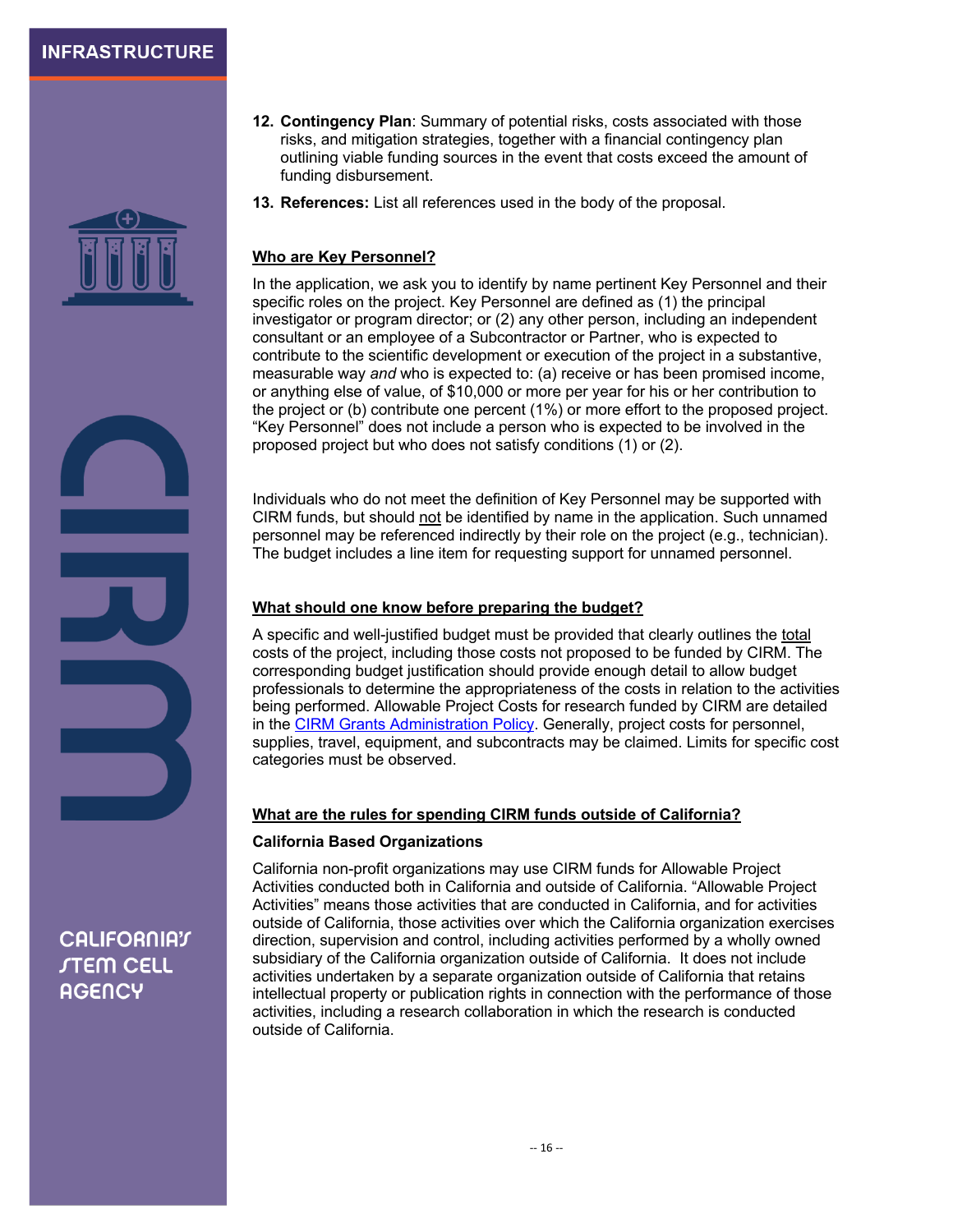12. **Contingency Plan**: Summary of potential risks, costs associated with those risks, and mitigation strategies, together with a financial contingency plan outlining viable funding sources in the event that costs exceed the amount of funding disbursement.

13. **References:** List all references used in the body of the proposal.

## Who are Key Personnel?

In the application, we ask you to identify by name pertinent Key Personnel and their specific roles on the project. Key Personnel are defined as (1) the principal investigator or program director; or (2) any other person, including an independent consultant or an employee of a Subcontractor or Partner, who is expected to contribute to the scientific development or execution of the project in a substantive, measurable way *and* who is expected to: (a) receive or has been promised income, or anything else of value, of $10,000 or more per year for his or her contribution to the project or (b) contribute one percent (1%) or more effort to the proposed project. "Key Personnel" does not include a person who is expected to be involved in the proposed project but who does not satisfy conditions (1) or (2).

Individuals who do not meet the definition of Key Personnel may be supported with CIRM funds, but should not be identified by name in the application. Such unnamed personnel may be referenced indirectly by their role on the project (e.g., technician). The budget includes a line item for requesting support for unnamed personnel.

## What should one know before preparing the budget?

A specific and well-justified budget must be provided that clearly outlines the total costs of the project, including those costs not proposed to be funded by CIRM. The corresponding budget justification should provide enough detail to allow budget professionals to determine the appropriateness of the costs in relation to the activities being performed. Allowable Project Costs for research funded by CIRM are detailed in the CIRM Grants Administration Policy. Generally, project costs for personnel, supplies, travel, equipment, and subcontracts may be claimed. Limits for specific cost categories must be observed.

## What are the rules for spending CIRM funds outside of California?

### California Based Organizations

California non-profit organizations may use CIRM funds for Allowable Project Activities conducted both in California and outside of California. "Allowable Project Activities" means those activities that are conducted in California, and for activities outside of California, those activities over which the California organization exercises direction, supervision and control, including activities performed by a wholly owned subsidiary of the California organization outside of California. It does not include activities undertaken by a separate organization outside of California that retains intellectual property or publication rights in connection with the performance of those activities, including a research collaboration in which the research is conducted outside of California.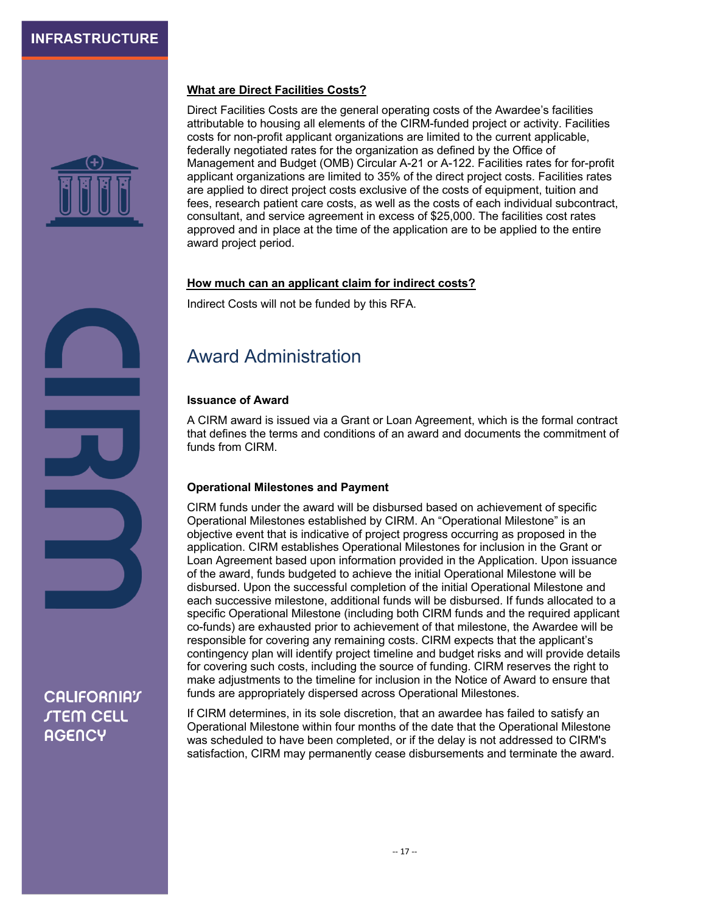**What are Direct Facilities Costs?**

Direct Facilities Costs are the general operating costs of the Awardee's facilities attributable to housing all elements of the CIRM-funded project or activity. Facilities costs for non-profit applicant organizations are limited to the current applicable, federally negotiated rates for the organization as defined by the Office of Management and Budget (OMB) Circular A-21 or A-122. Facilities rates for for-profit applicant organizations are limited to 35% of the direct project costs. Facilities rates are applied to direct project costs exclusive of the costs of equipment, tuition and fees, research patient care costs, as well as the costs of each individual subcontract, consultant, and service agreement in excess of $25,000. The facilities cost rates approved and in place at the time of the application are to be applied to the entire award project period.

**How much can an applicant claim for indirect costs?**

Indirect Costs will not be funded by this RFA.

## Award Administration

**Issuance of Award**

A CIRM award is issued via a Grant or Loan Agreement, which is the formal contract that defines the terms and conditions of an award and documents the commitment of funds from CIRM.

**Operational Milestones and Payment**

CIRM funds under the award will be disbursed based on achievement of specific Operational Milestones established by CIRM. An "Operational Milestone" is an objective event that is indicative of project progress occurring as proposed in the application. CIRM establishes Operational Milestones for inclusion in the Grant or Loan Agreement based upon information provided in the Application. Upon issuance of the award, funds budgeted to achieve the initial Operational Milestone will be disbursed. Upon the successful completion of the initial Operational Milestone and each successive milestone, additional funds will be disbursed. If funds allocated to a specific Operational Milestone (including both CIRM funds and the required applicant co-funds) are exhausted prior to achievement of that milestone, the Awardee will be responsible for covering any remaining costs. CIRM expects that the applicant's contingency plan will identify project timeline and budget risks and will provide details for covering such costs, including the source of funding. CIRM reserves the right to make adjustments to the timeline for inclusion in the Notice of Award to ensure that funds are appropriately dispersed across Operational Milestones.

If CIRM determines, in its sole discretion, that an awardee has failed to satisfy an Operational Milestone within four months of the date that the Operational Milestone was scheduled to have been completed, or if the delay is not addressed to CIRM's satisfaction, CIRM may permanently cease disbursements and terminate the award.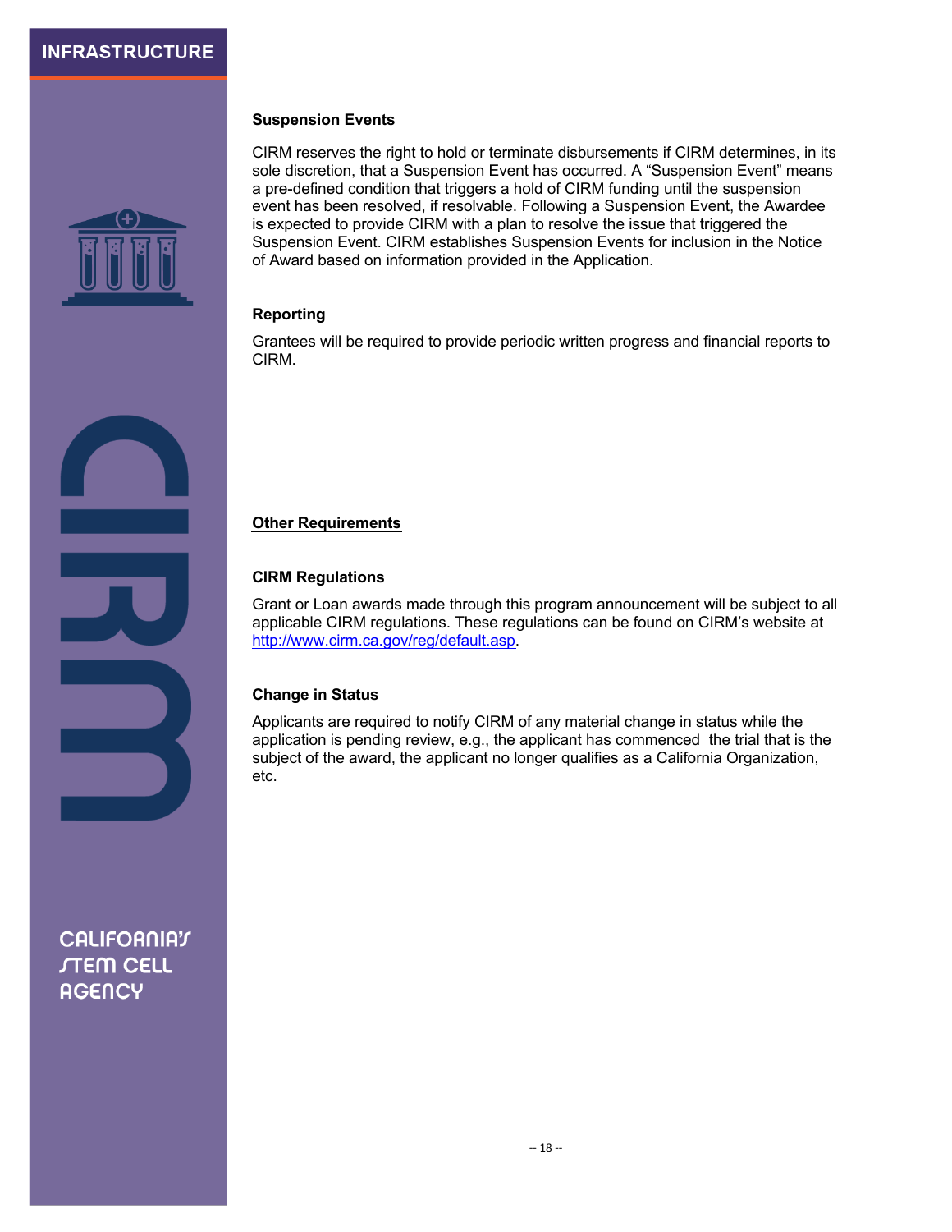### Suspension Events

CIRM reserves the right to hold or terminate disbursements if CIRM determines, in its sole discretion, that a Suspension Event has occurred. A "Suspension Event" means a pre-defined condition that triggers a hold of CIRM funding until the suspension event has been resolved, if resolvable. Following a Suspension Event, the Awardee is expected to provide CIRM with a plan to resolve the issue that triggered the Suspension Event. CIRM establishes Suspension Events for inclusion in the Notice of Award based on information provided in the Application.

### Reporting

Grantees will be required to provide periodic written progress and financial reports to CIRM.

## Other Requirements

### CIRM Regulations

Grant or Loan awards made through this program announcement will be subject to all applicable CIRM regulations. These regulations can be found on CIRM's website at http://www.cirm.ca.gov/reg/default.asp.

### Change in Status

Applicants are required to notify CIRM of any material change in status while the application is pending review, e.g., the applicant has commenced the trial that is the subject of the award, the applicant no longer qualifies as a California Organization, etc.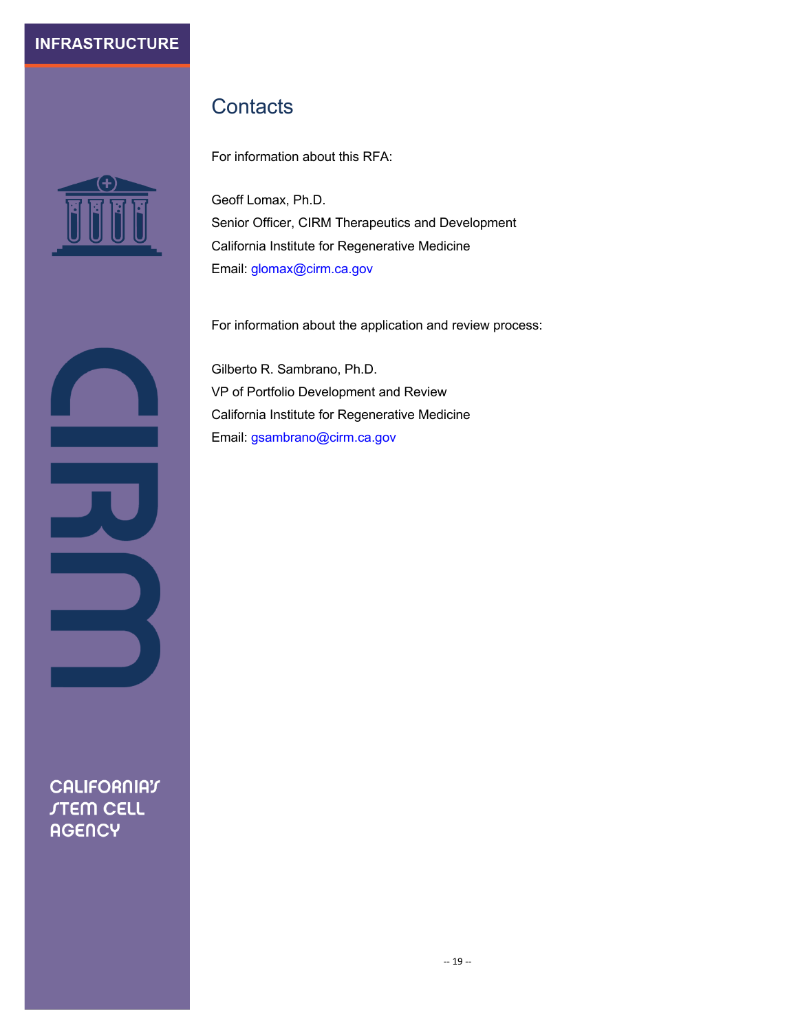# Contacts

For information about this RFA:

Geoff Lomax, Ph.D.
Senior Officer, CIRM Therapeutics and Development
California Institute for Regenerative Medicine
Email: glomax@cirm.ca.gov

For information about the application and review process:

Gilberto R. Sambrano, Ph.D.
VP of Portfolio Development and Review
California Institute for Regenerative Medicine
Email: gsambrano@cirm.ca.gov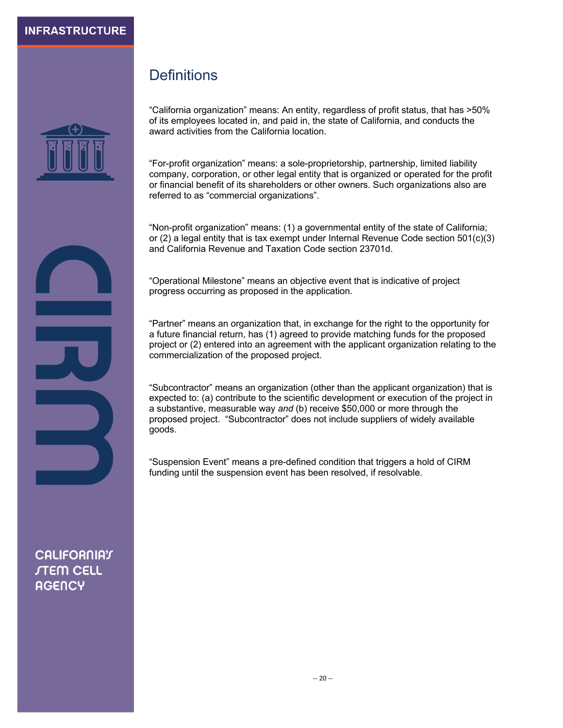## Definitions

"California organization" means: An entity, regardless of profit status, that has >50% of its employees located in, and paid in, the state of California, and conducts the award activities from the California location.

"For-profit organization" means: a sole-proprietorship, partnership, limited liability company, corporation, or other legal entity that is organized or operated for the profit or financial benefit of its shareholders or other owners. Such organizations also are referred to as "commercial organizations".

"Non-profit organization" means: (1) a governmental entity of the state of California; or (2) a legal entity that is tax exempt under Internal Revenue Code section 501(c)(3) and California Revenue and Taxation Code section 23701d.

"Operational Milestone" means an objective event that is indicative of project progress occurring as proposed in the application.

"Partner" means an organization that, in exchange for the right to the opportunity for a future financial return, has (1) agreed to provide matching funds for the proposed project or (2) entered into an agreement with the applicant organization relating to the commercialization of the proposed project.

"Subcontractor" means an organization (other than the applicant organization) that is expected to: (a) contribute to the scientific development or execution of the project in a substantive, measurable way *and* (b) receive $50,000 or more through the proposed project. "Subcontractor" does not include suppliers of widely available goods.

"Suspension Event" means a pre-defined condition that triggers a hold of CIRM funding until the suspension event has been resolved, if resolvable.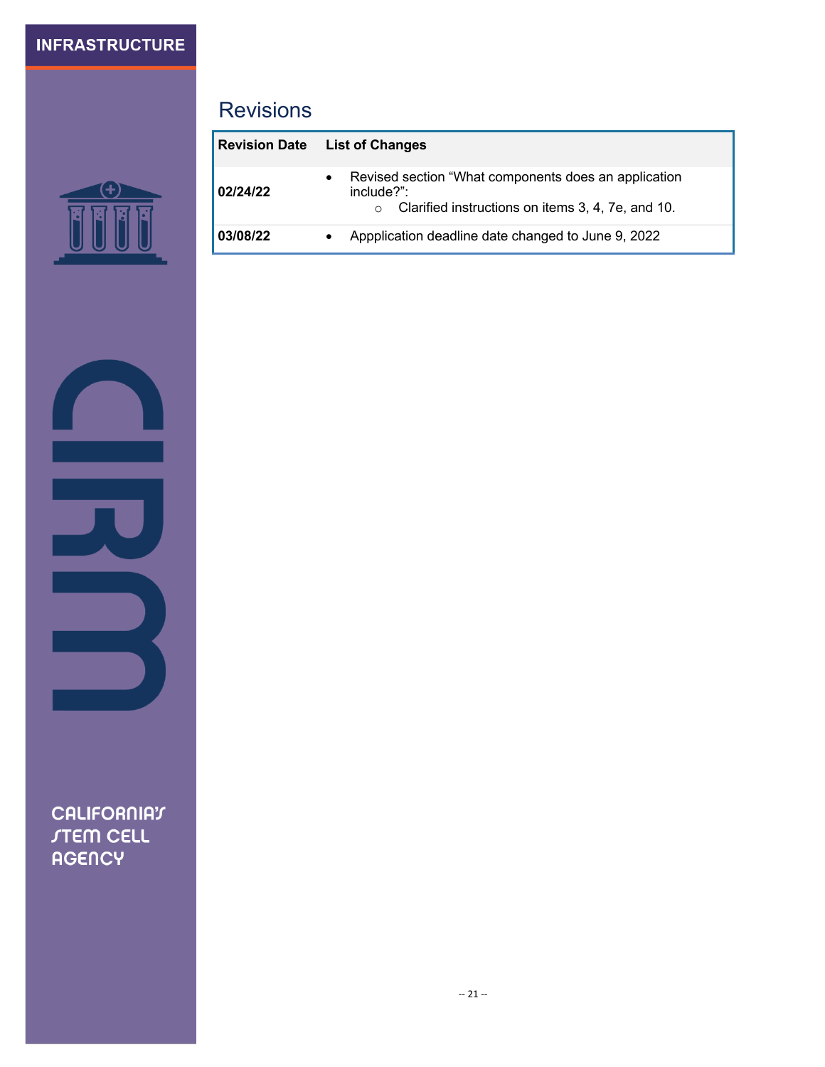## Revisions

| Revision Date | List of Changes |
|---|---|
| 02/24/22 | • Revised section “What components does an application include?”:<br>  ○ Clarified instructions on items 3, 4, 7e, and 10. |
| 03/08/22 | • Appplication deadline date changed to June 9, 2022 |